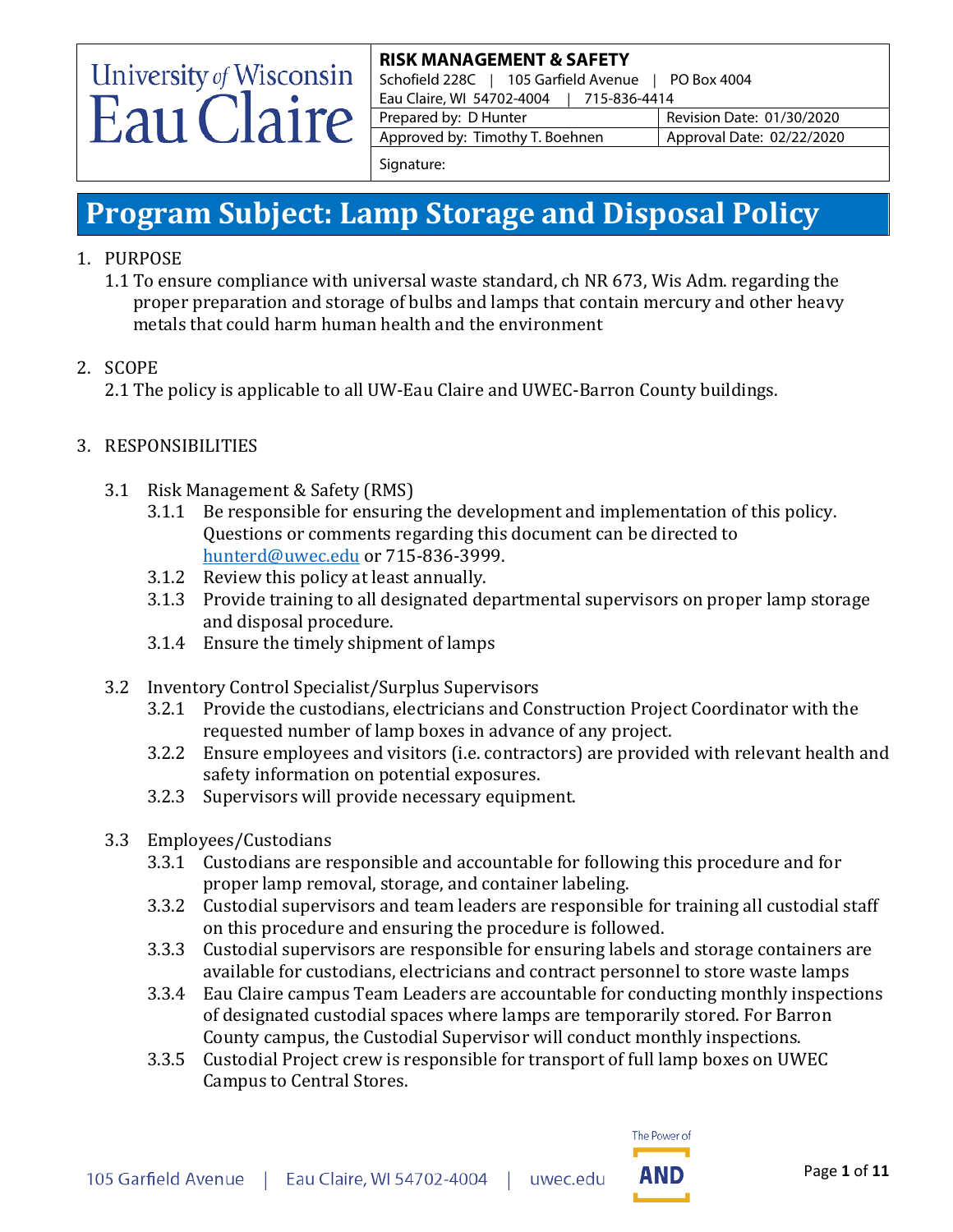**University of Wisconsin Eau Claire**

| **RISK MANAGEMENT & SAFETY** | |
|---|---|
| Schofield 228C \| 105 Garfield Avenue \| PO Box 4004 | |
| Eau Claire, WI 54702-4004 \| 715-836-4414 | |
| Prepared by: D Hunter | Revision Date: 01/30/2020 |
| Approved by: Timothy T. Boehnen | Approval Date: 02/22/2020 |
| Signature: | |

# Program Subject: Lamp Storage and Disposal Policy

1. PURPOSE
   1.1 To ensure compliance with universal waste standard, ch NR 673, Wis Adm. regarding the proper preparation and storage of bulbs and lamps that contain mercury and other heavy metals that could harm human health and the environment

2. SCOPE
   2.1 The policy is applicable to all UW-Eau Claire and UWEC-Barron County buildings.

3. RESPONSIBILITIES

   3.1 Risk Management & Safety (RMS)
   - 3.1.1 Be responsible for ensuring the development and implementation of this policy. Questions or comments regarding this document can be directed to hunterd@uwec.edu or 715-836-3999.
   - 3.1.2 Review this policy at least annually.
   - 3.1.3 Provide training to all designated departmental supervisors on proper lamp storage and disposal procedure.
   - 3.1.4 Ensure the timely shipment of lamps

   3.2 Inventory Control Specialist/Surplus Supervisors
   - 3.2.1 Provide the custodians, electricians and Construction Project Coordinator with the requested number of lamp boxes in advance of any project.
   - 3.2.2 Ensure employees and visitors (i.e. contractors) are provided with relevant health and safety information on potential exposures.
   - 3.2.3 Supervisors will provide necessary equipment.

   3.3 Employees/Custodians
   - 3.3.1 Custodians are responsible and accountable for following this procedure and for proper lamp removal, storage, and container labeling.
   - 3.3.2 Custodial supervisors and team leaders are responsible for training all custodial staff on this procedure and ensuring the procedure is followed.
   - 3.3.3 Custodial supervisors are responsible for ensuring labels and storage containers are available for custodians, electricians and contract personnel to store waste lamps
   - 3.3.4 Eau Claire campus Team Leaders are accountable for conducting monthly inspections of designated custodial spaces where lamps are temporarily stored. For Barron County campus, the Custodial Supervisor will conduct monthly inspections.
   - 3.3.5 Custodial Project crew is responsible for transport of full lamp boxes on UWEC Campus to Central Stores.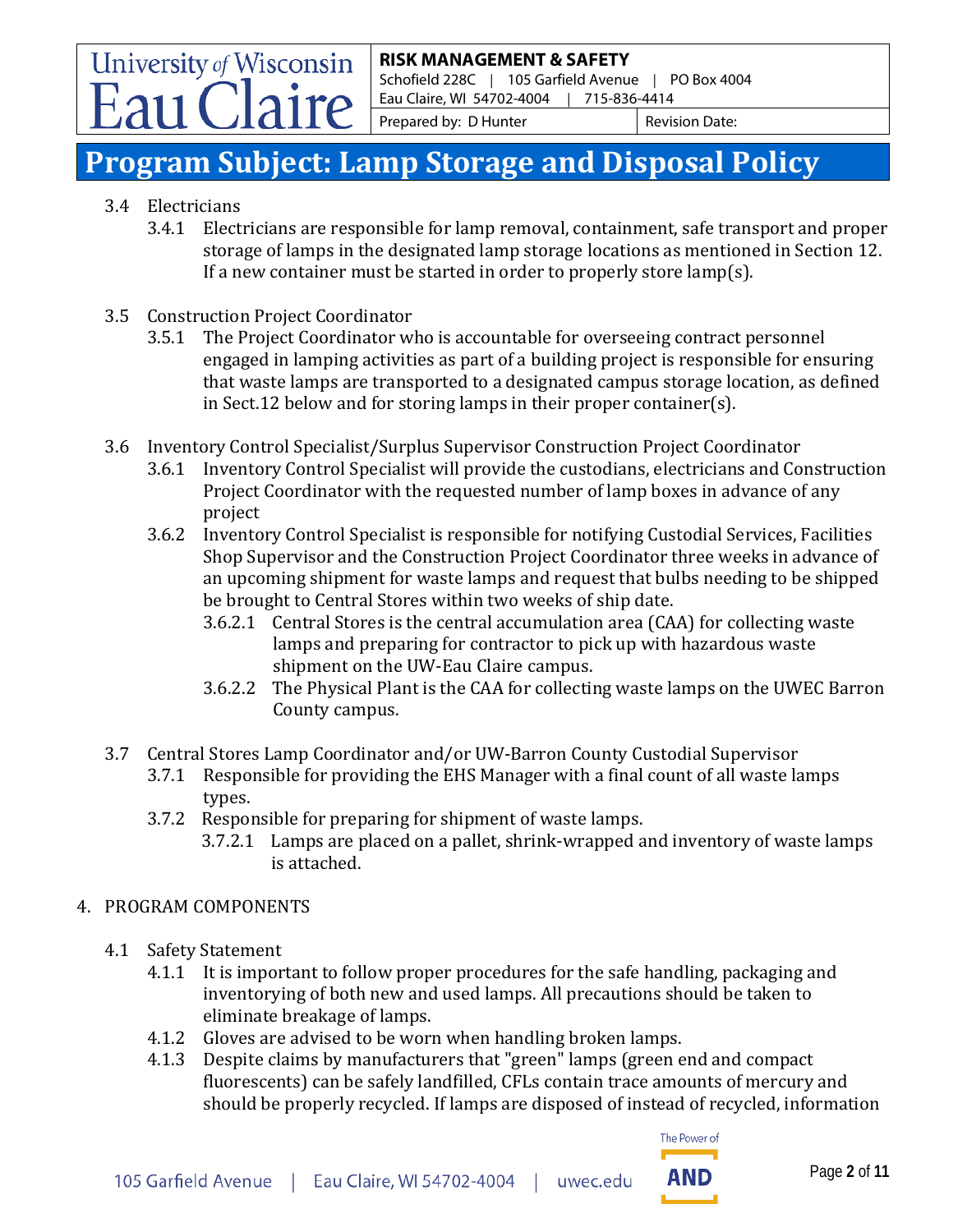# Program Subject: Lamp Storage and Disposal Policy

3.4 Electricians

3.4.1 Electricians are responsible for lamp removal, containment, safe transport and proper storage of lamps in the designated lamp storage locations as mentioned in Section 12. If a new container must be started in order to properly store lamp(s).

3.5 Construction Project Coordinator

3.5.1 The Project Coordinator who is accountable for overseeing contract personnel engaged in lamping activities as part of a building project is responsible for ensuring that waste lamps are transported to a designated campus storage location, as defined in Sect.12 below and for storing lamps in their proper container(s).

3.6 Inventory Control Specialist/Surplus Supervisor Construction Project Coordinator

3.6.1 Inventory Control Specialist will provide the custodians, electricians and Construction Project Coordinator with the requested number of lamp boxes in advance of any project

3.6.2 Inventory Control Specialist is responsible for notifying Custodial Services, Facilities Shop Supervisor and the Construction Project Coordinator three weeks in advance of an upcoming shipment for waste lamps and request that bulbs needing to be shipped be brought to Central Stores within two weeks of ship date.

3.6.2.1 Central Stores is the central accumulation area (CAA) for collecting waste lamps and preparing for contractor to pick up with hazardous waste shipment on the UW-Eau Claire campus.

3.6.2.2 The Physical Plant is the CAA for collecting waste lamps on the UWEC Barron County campus.

3.7 Central Stores Lamp Coordinator and/or UW-Barron County Custodial Supervisor

3.7.1 Responsible for providing the EHS Manager with a final count of all waste lamps types.

3.7.2 Responsible for preparing for shipment of waste lamps.

3.7.2.1 Lamps are placed on a pallet, shrink-wrapped and inventory of waste lamps is attached.

4. PROGRAM COMPONENTS

4.1 Safety Statement

4.1.1 It is important to follow proper procedures for the safe handling, packaging and inventorying of both new and used lamps. All precautions should be taken to eliminate breakage of lamps.

4.1.2 Gloves are advised to be worn when handling broken lamps.

4.1.3 Despite claims by manufacturers that "green" lamps (green end and compact fluorescents) can be safely landfilled, CFLs contain trace amounts of mercury and should be properly recycled. If lamps are disposed of instead of recycled, information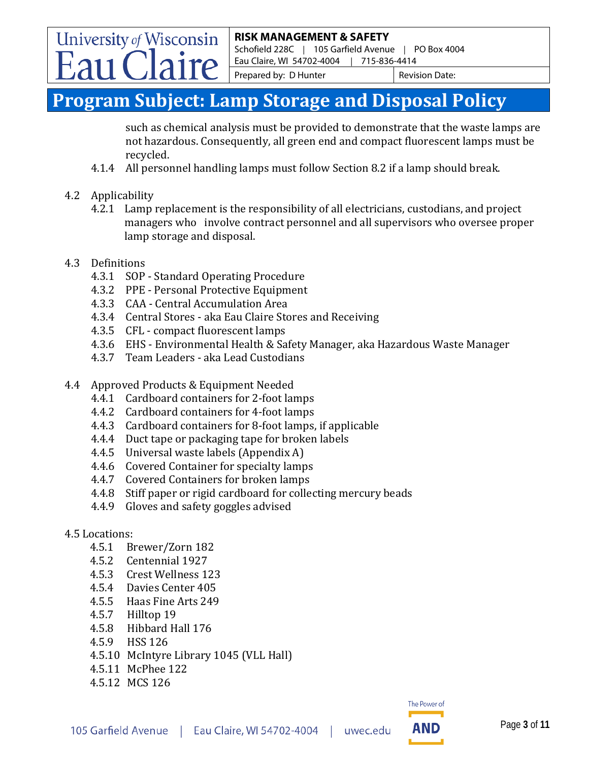# Program Subject: Lamp Storage and Disposal Policy

such as chemical analysis must be provided to demonstrate that the waste lamps are not hazardous. Consequently, all green end and compact fluorescent lamps must be recycled.

4.1.4 All personnel handling lamps must follow Section 8.2 if a lamp should break.

4.2 Applicability

4.2.1 Lamp replacement is the responsibility of all electricians, custodians, and project managers who involve contract personnel and all supervisors who oversee proper lamp storage and disposal.

4.3 Definitions

4.3.1 SOP - Standard Operating Procedure
4.3.2 PPE - Personal Protective Equipment
4.3.3 CAA - Central Accumulation Area
4.3.4 Central Stores - aka Eau Claire Stores and Receiving
4.3.5 CFL - compact fluorescent lamps
4.3.6 EHS - Environmental Health & Safety Manager, aka Hazardous Waste Manager
4.3.7 Team Leaders - aka Lead Custodians

4.4 Approved Products & Equipment Needed

4.4.1 Cardboard containers for 2-foot lamps
4.4.2 Cardboard containers for 4-foot lamps
4.4.3 Cardboard containers for 8-foot lamps, if applicable
4.4.4 Duct tape or packaging tape for broken labels
4.4.5 Universal waste labels (Appendix A)
4.4.6 Covered Container for specialty lamps
4.4.7 Covered Containers for broken lamps
4.4.8 Stiff paper or rigid cardboard for collecting mercury beads
4.4.9 Gloves and safety goggles advised

4.5 Locations:

4.5.1 Brewer/Zorn 182
4.5.2 Centennial 1927
4.5.3 Crest Wellness 123
4.5.4 Davies Center 405
4.5.5 Haas Fine Arts 249
4.5.7 Hilltop 19
4.5.8 Hibbard Hall 176
4.5.9 HSS 126
4.5.10 McIntyre Library 1045 (VLL Hall)
4.5.11 McPhee 122
4.5.12 MCS 126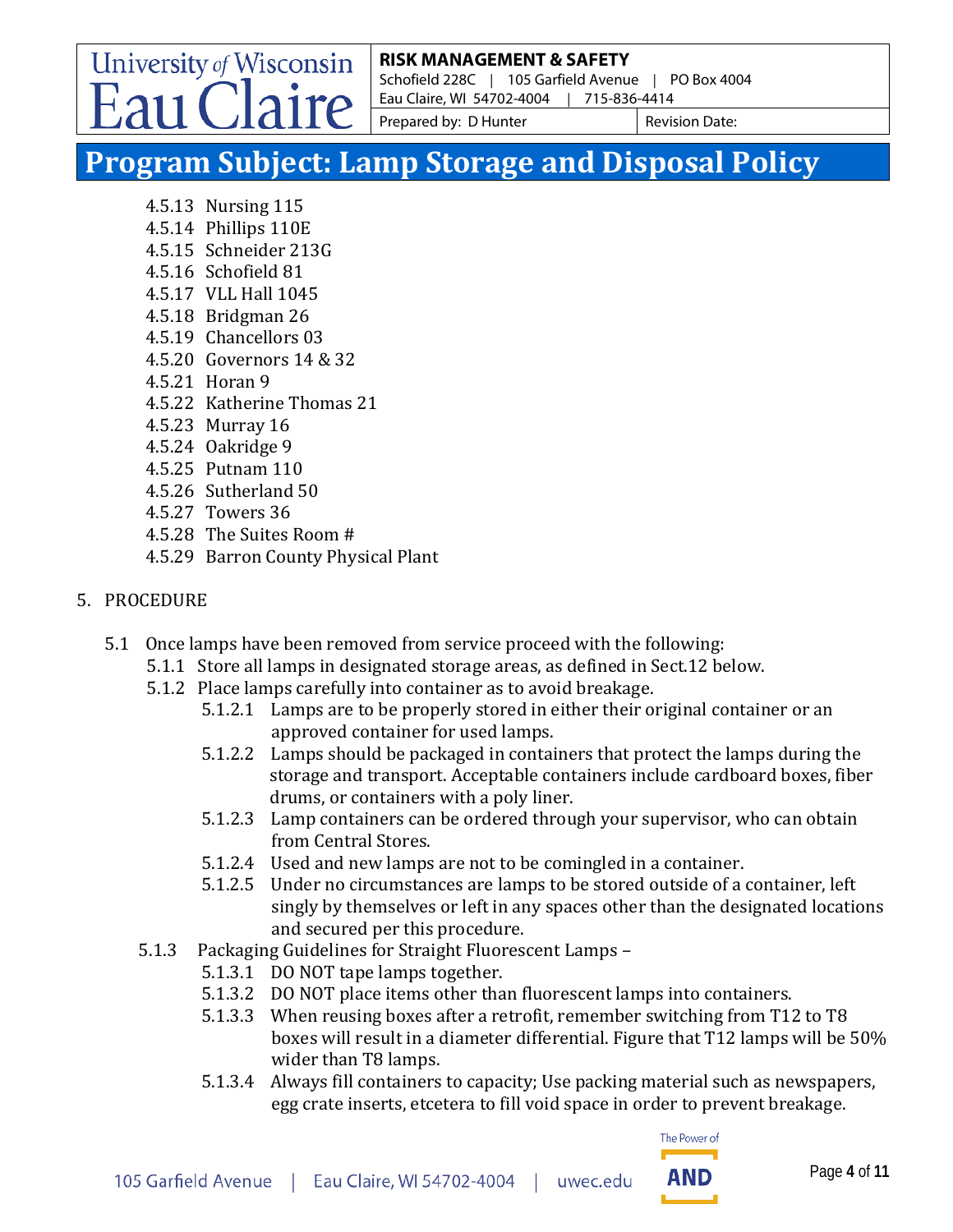# Program Subject: Lamp Storage and Disposal Policy

- 4.5.13 Nursing 115
- 4.5.14 Phillips 110E
- 4.5.15 Schneider 213G
- 4.5.16 Schofield 81
- 4.5.17 VLL Hall 1045
- 4.5.18 Bridgman 26
- 4.5.19 Chancellors 03
- 4.5.20 Governors 14 & 32
- 4.5.21 Horan 9
- 4.5.22 Katherine Thomas 21
- 4.5.23 Murray 16
- 4.5.24 Oakridge 9
- 4.5.25 Putnam 110
- 4.5.26 Sutherland 50
- 4.5.27 Towers 36
- 4.5.28 The Suites Room #
- 4.5.29 Barron County Physical Plant

5. PROCEDURE

- 5.1 Once lamps have been removed from service proceed with the following:
  - 5.1.1 Store all lamps in designated storage areas, as defined in Sect.12 below.
  - 5.1.2 Place lamps carefully into container as to avoid breakage.
    - 5.1.2.1 Lamps are to be properly stored in either their original container or an approved container for used lamps.
    - 5.1.2.2 Lamps should be packaged in containers that protect the lamps during the storage and transport. Acceptable containers include cardboard boxes, fiber drums, or containers with a poly liner.
    - 5.1.2.3 Lamp containers can be ordered through your supervisor, who can obtain from Central Stores.
    - 5.1.2.4 Used and new lamps are not to be comingled in a container.
    - 5.1.2.5 Under no circumstances are lamps to be stored outside of a container, left singly by themselves or left in any spaces other than the designated locations and secured per this procedure.
  - 5.1.3 Packaging Guidelines for Straight Fluorescent Lamps –
    - 5.1.3.1 DO NOT tape lamps together.
    - 5.1.3.2 DO NOT place items other than fluorescent lamps into containers.
    - 5.1.3.3 When reusing boxes after a retrofit, remember switching from T12 to T8 boxes will result in a diameter differential. Figure that T12 lamps will be 50% wider than T8 lamps.
    - 5.1.3.4 Always fill containers to capacity; Use packing material such as newspapers, egg crate inserts, etcetera to fill void space in order to prevent breakage.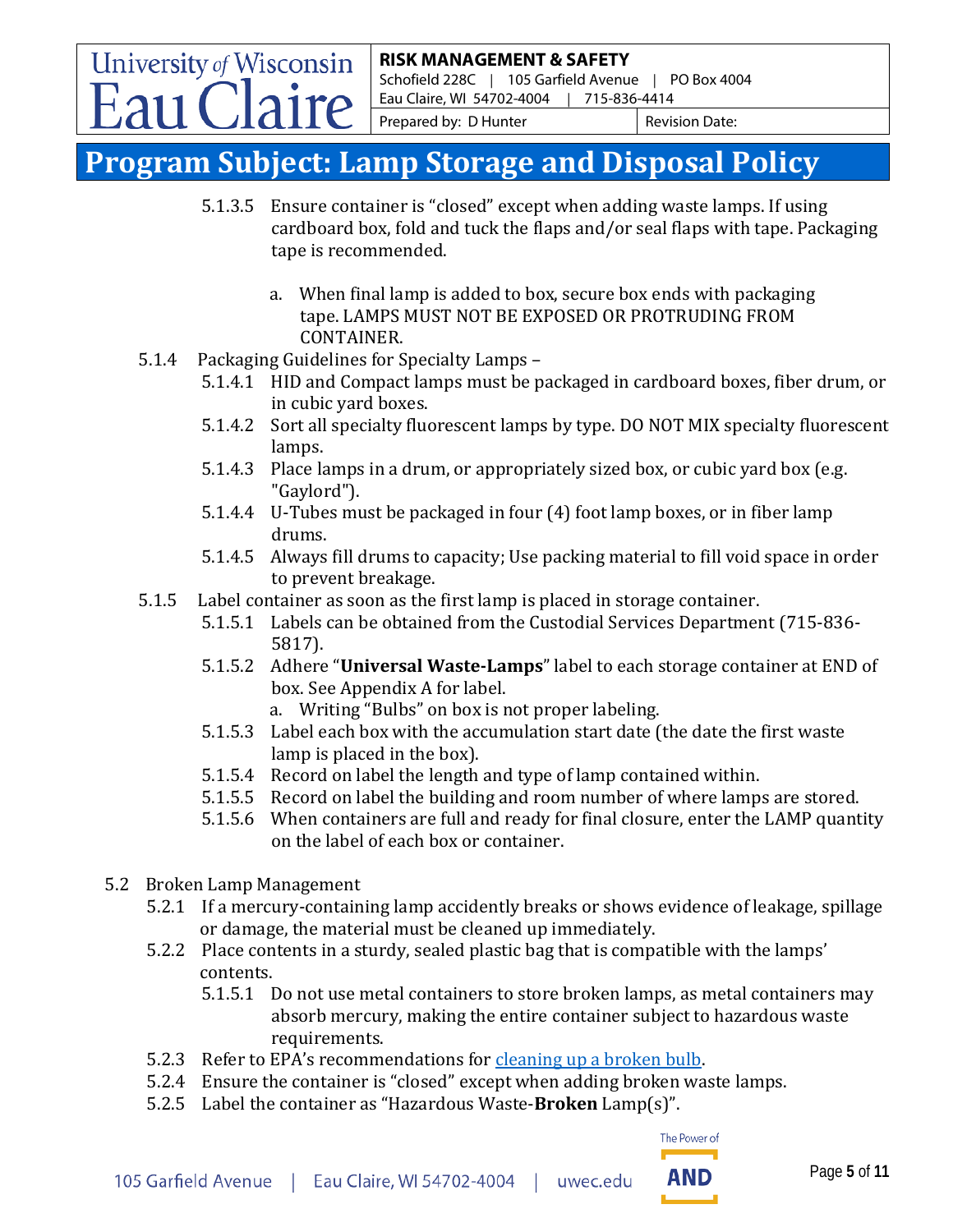# Program Subject: Lamp Storage and Disposal Policy

- 5.1.3.5 Ensure container is "closed" except when adding waste lamps. If using cardboard box, fold and tuck the flaps and/or seal flaps with tape. Packaging tape is recommended.

  a. When final lamp is added to box, secure box ends with packaging tape. LAMPS MUST NOT BE EXPOSED OR PROTRUDING FROM CONTAINER.

- 5.1.4 Packaging Guidelines for Specialty Lamps –
  - 5.1.4.1 HID and Compact lamps must be packaged in cardboard boxes, fiber drum, or in cubic yard boxes.
  - 5.1.4.2 Sort all specialty fluorescent lamps by type. DO NOT MIX specialty fluorescent lamps.
  - 5.1.4.3 Place lamps in a drum, or appropriately sized box, or cubic yard box (e.g. "Gaylord").
  - 5.1.4.4 U-Tubes must be packaged in four (4) foot lamp boxes, or in fiber lamp drums.
  - 5.1.4.5 Always fill drums to capacity; Use packing material to fill void space in order to prevent breakage.
- 5.1.5 Label container as soon as the first lamp is placed in storage container.
  - 5.1.5.1 Labels can be obtained from the Custodial Services Department (715-836-5817).
  - 5.1.5.2 Adhere "**Universal Waste-Lamps**" label to each storage container at END of box. See Appendix A for label.
    - a. Writing "Bulbs" on box is not proper labeling.
  - 5.1.5.3 Label each box with the accumulation start date (the date the first waste lamp is placed in the box).
  - 5.1.5.4 Record on label the length and type of lamp contained within.
  - 5.1.5.5 Record on label the building and room number of where lamps are stored.
  - 5.1.5.6 When containers are full and ready for final closure, enter the LAMP quantity on the label of each box or container.

- 5.2 Broken Lamp Management
  - 5.2.1 If a mercury-containing lamp accidently breaks or shows evidence of leakage, spillage or damage, the material must be cleaned up immediately.
  - 5.2.2 Place contents in a sturdy, sealed plastic bag that is compatible with the lamps' contents.
    - 5.1.5.1 Do not use metal containers to store broken lamps, as metal containers may absorb mercury, making the entire container subject to hazardous waste requirements.
  - 5.2.3 Refer to EPA's recommendations for cleaning up a broken bulb.
  - 5.2.4 Ensure the container is "closed" except when adding broken waste lamps.
  - 5.2.5 Label the container as "Hazardous Waste-**Broken** Lamp(s)".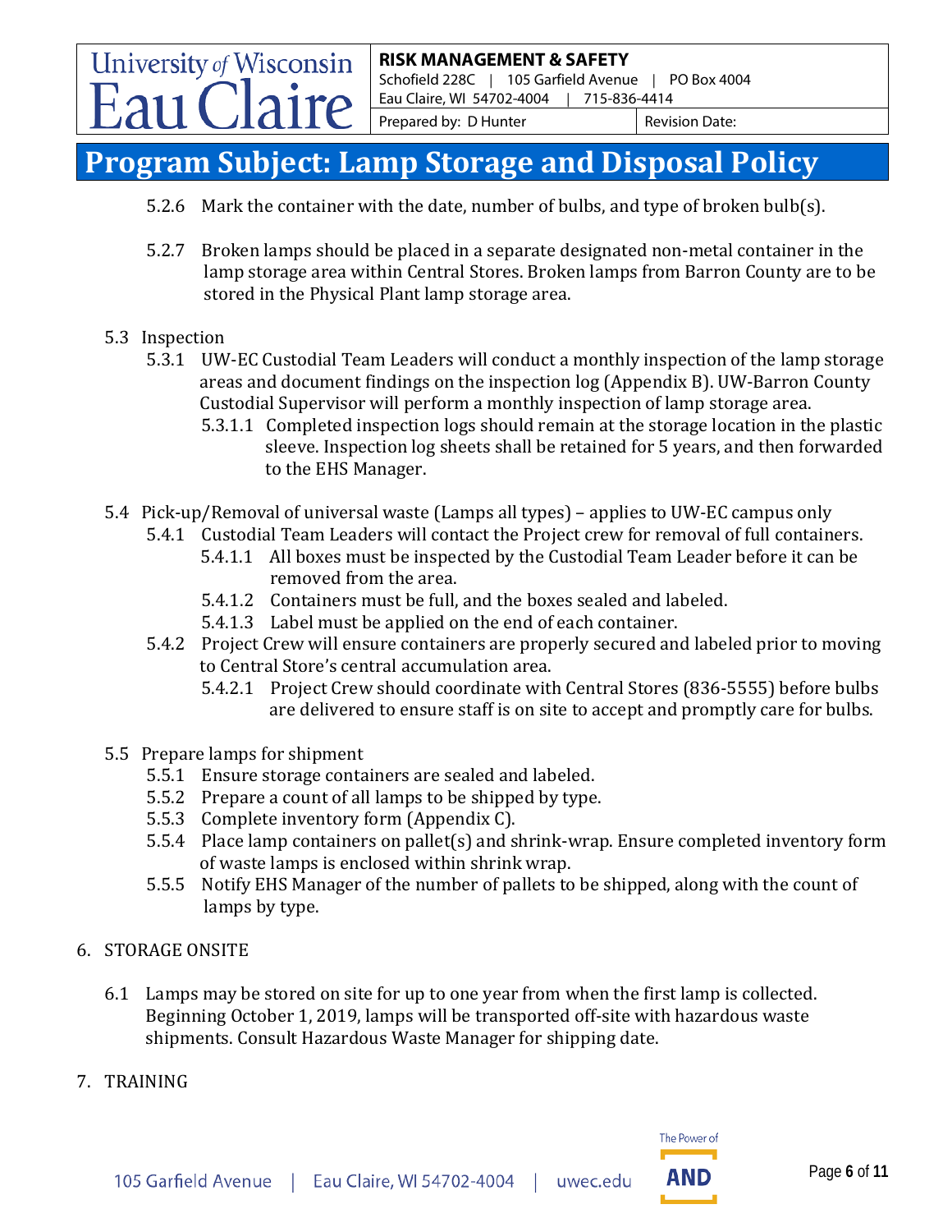# Program Subject: Lamp Storage and Disposal Policy

5.2.6 Mark the container with the date, number of bulbs, and type of broken bulb(s).

5.2.7 Broken lamps should be placed in a separate designated non-metal container in the lamp storage area within Central Stores. Broken lamps from Barron County are to be stored in the Physical Plant lamp storage area.

5.3 Inspection

5.3.1 UW-EC Custodial Team Leaders will conduct a monthly inspection of the lamp storage areas and document findings on the inspection log (Appendix B). UW-Barron County Custodial Supervisor will perform a monthly inspection of lamp storage area.

5.3.1.1 Completed inspection logs should remain at the storage location in the plastic sleeve. Inspection log sheets shall be retained for 5 years, and then forwarded to the EHS Manager.

5.4 Pick-up/Removal of universal waste (Lamps all types) – applies to UW-EC campus only

5.4.1 Custodial Team Leaders will contact the Project crew for removal of full containers.

5.4.1.1 All boxes must be inspected by the Custodial Team Leader before it can be removed from the area.

5.4.1.2 Containers must be full, and the boxes sealed and labeled.

5.4.1.3 Label must be applied on the end of each container.

5.4.2 Project Crew will ensure containers are properly secured and labeled prior to moving to Central Store's central accumulation area.

5.4.2.1 Project Crew should coordinate with Central Stores (836-5555) before bulbs are delivered to ensure staff is on site to accept and promptly care for bulbs.

5.5 Prepare lamps for shipment

5.5.1 Ensure storage containers are sealed and labeled.

5.5.2 Prepare a count of all lamps to be shipped by type.

5.5.3 Complete inventory form (Appendix C).

5.5.4 Place lamp containers on pallet(s) and shrink-wrap. Ensure completed inventory form of waste lamps is enclosed within shrink wrap.

5.5.5 Notify EHS Manager of the number of pallets to be shipped, along with the count of lamps by type.

6. STORAGE ONSITE

6.1 Lamps may be stored on site for up to one year from when the first lamp is collected. Beginning October 1, 2019, lamps will be transported off-site with hazardous waste shipments. Consult Hazardous Waste Manager for shipping date.

7. TRAINING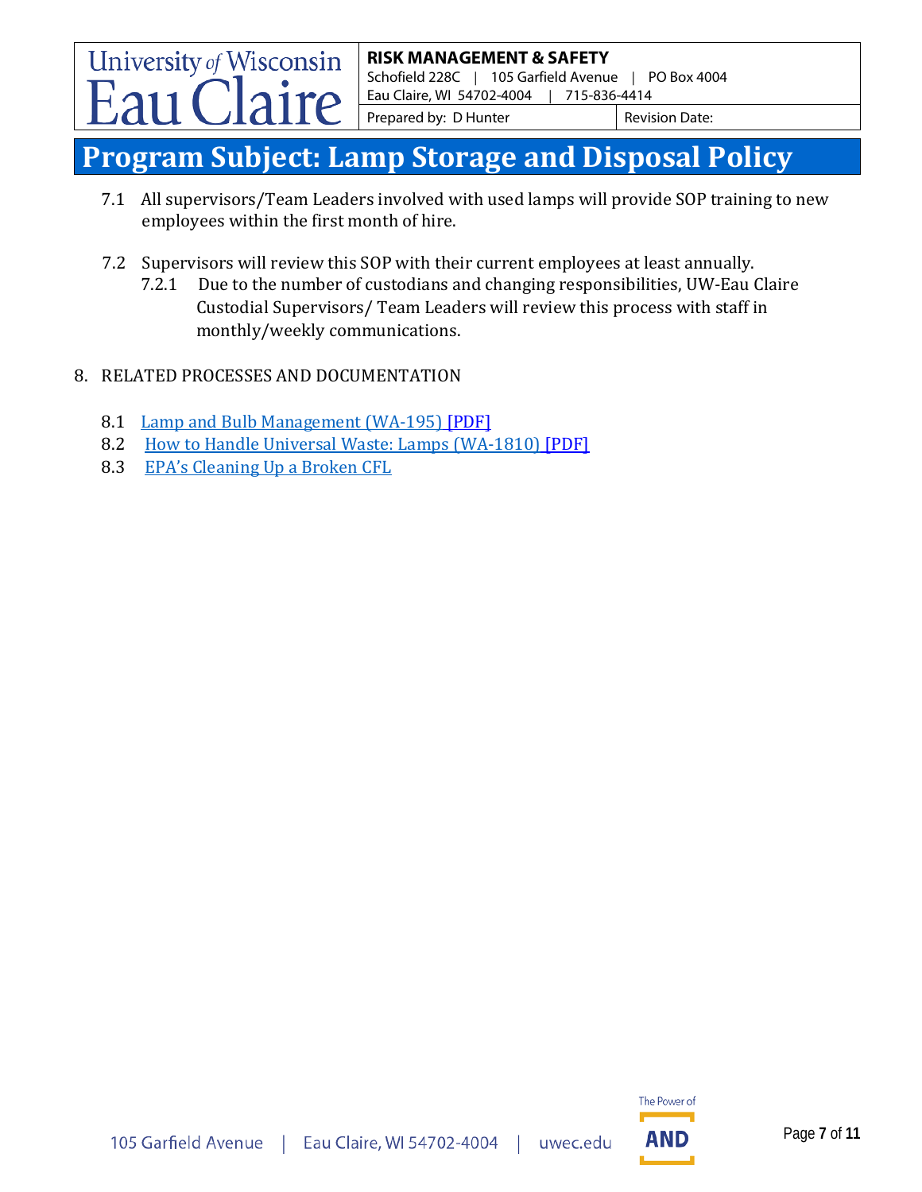# Program Subject: Lamp Storage and Disposal Policy

7.1 All supervisors/Team Leaders involved with used lamps will provide SOP training to new employees within the first month of hire.

7.2 Supervisors will review this SOP with their current employees at least annually.

7.2.1 Due to the number of custodians and changing responsibilities, UW-Eau Claire Custodial Supervisors/ Team Leaders will review this process with staff in monthly/weekly communications.

8. RELATED PROCESSES AND DOCUMENTATION

8.1 Lamp and Bulb Management (WA-195) [PDF]

8.2 How to Handle Universal Waste: Lamps (WA-1810) [PDF]

8.3 EPA's Cleaning Up a Broken CFL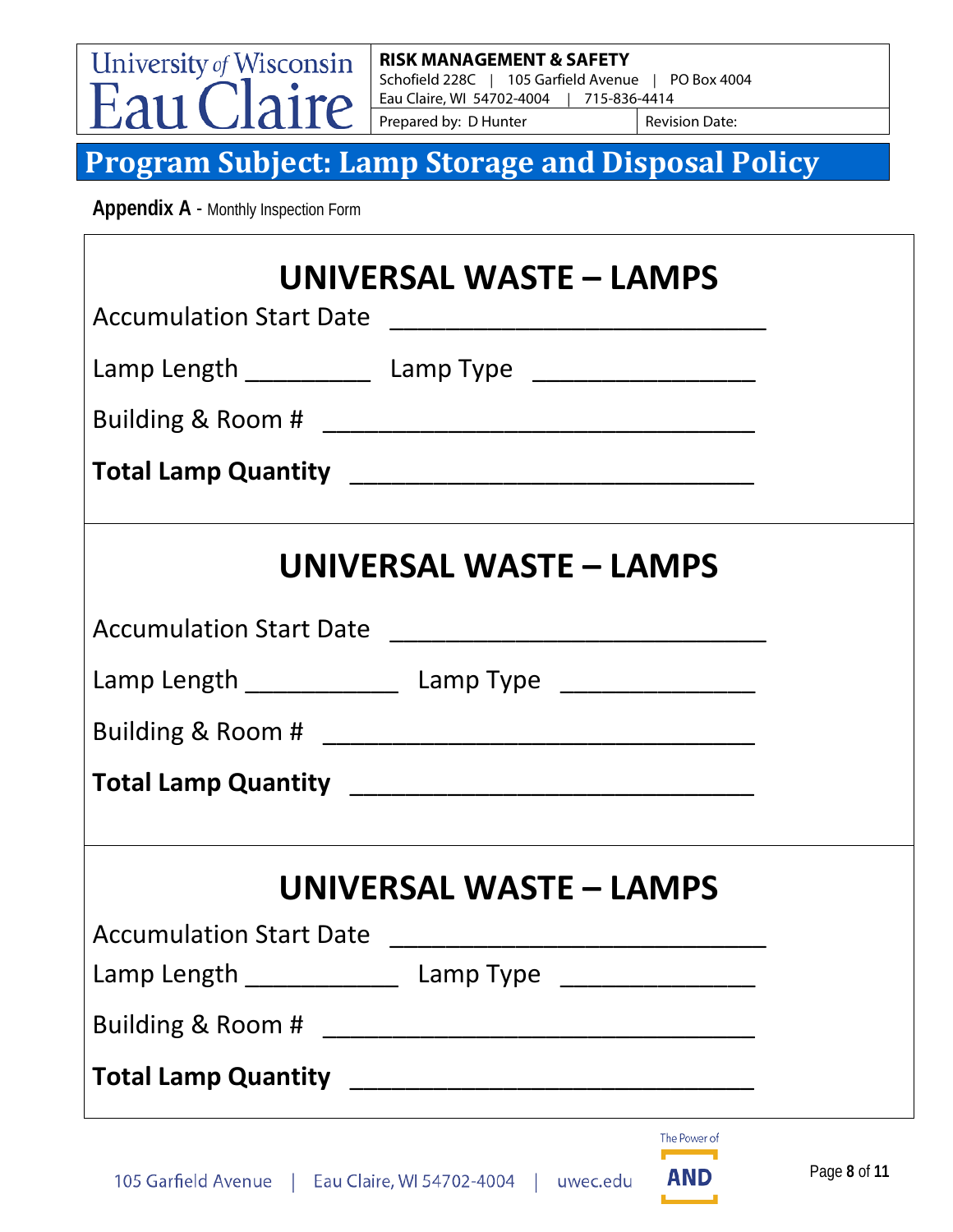# Program Subject: Lamp Storage and Disposal Policy

**Appendix A** - Monthly Inspection Form

## UNIVERSAL WASTE – LAMPS

Accumulation Start Date ___________________________

Lamp Length _________ Lamp Type ________________

Building & Room # _______________________________

**Total Lamp Quantity** _____________________________

## UNIVERSAL WASTE – LAMPS

Accumulation Start Date ___________________________

Lamp Length ___________ Lamp Type ______________

Building & Room # _______________________________

**Total Lamp Quantity** _____________________________

## UNIVERSAL WASTE – LAMPS

Accumulation Start Date ___________________________

Lamp Length ___________ Lamp Type ______________

Building & Room # _______________________________

**Total Lamp Quantity** _____________________________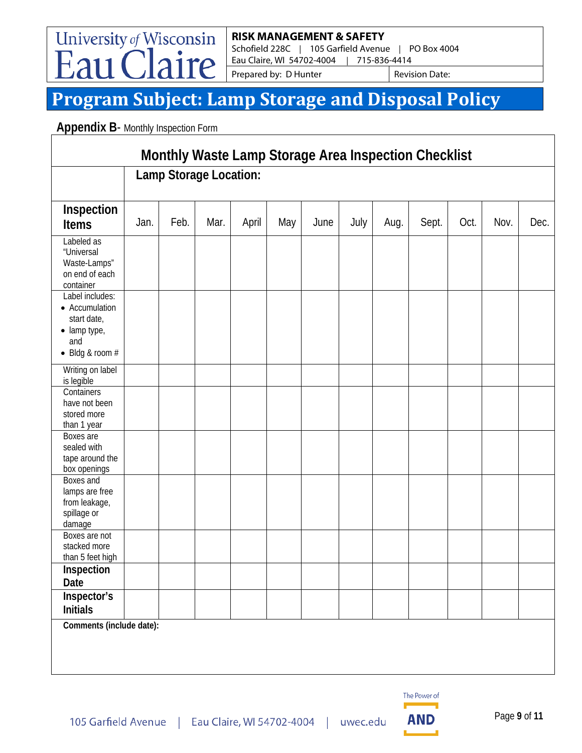University of Wisconsin Eau Claire

**RISK MANAGEMENT & SAFETY**
Schofield 228C | 105 Garfield Avenue | PO Box 4004
Eau Claire, WI 54702-4004 | 715-836-4414
Prepared by: D Hunter | Revision Date:

# Program Subject: Lamp Storage and Disposal Policy

**Appendix B**- Monthly Inspection Form

## Monthly Waste Lamp Storage Area Inspection Checklist

| | Lamp Storage Location: | | | | | | | | | | | |
|---|---|---|---|---|---|---|---|---|---|---|---|---|
| **Inspection Items** | Jan. | Feb. | Mar. | April | May | June | July | Aug. | Sept. | Oct. | Nov. | Dec. |
| Labeled as "Universal Waste-Lamps" on end of each container | | | | | | | | | | | | |
| Label includes: • Accumulation start date, • lamp type, and • Bldg & room # | | | | | | | | | | | | |
| Writing on label is legible | | | | | | | | | | | | |
| Containers have not been stored more than 1 year | | | | | | | | | | | | |
| Boxes are sealed with tape around the box openings | | | | | | | | | | | | |
| Boxes and lamps are free from leakage, spillage or damage | | | | | | | | | | | | |
| Boxes are not stacked more than 5 feet high | | | | | | | | | | | | |
| **Inspection Date** | | | | | | | | | | | | |
| **Inspector's Initials** | | | | | | | | | | | | |

**Comments (include date):**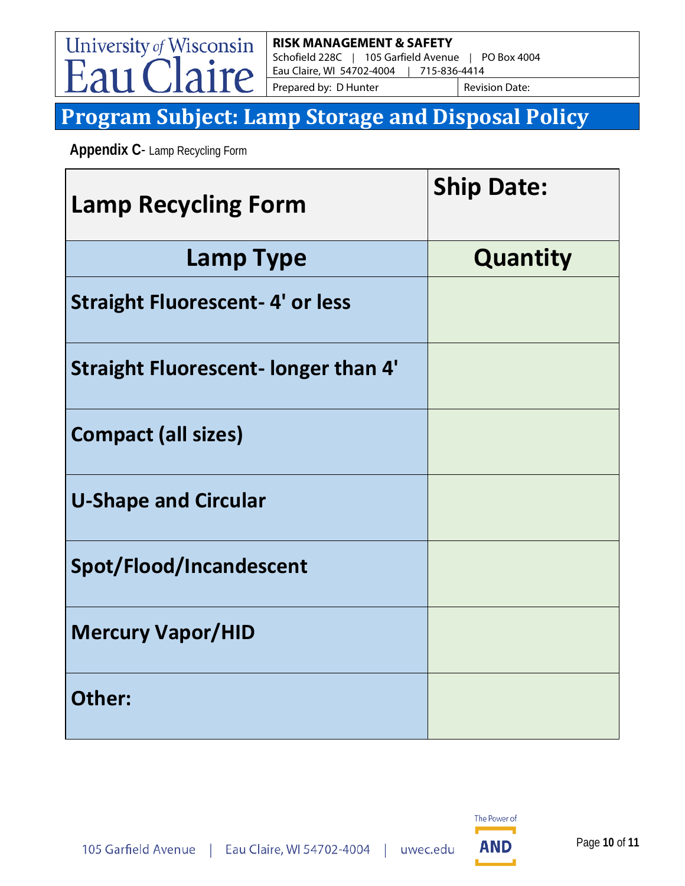# Program Subject: Lamp Storage and Disposal Policy

**Appendix C**- Lamp Recycling Form

| **Lamp Recycling Form** | **Ship Date:** |
|---|---|
| **Lamp Type** | **Quantity** |
| **Straight Fluorescent- 4' or less** | |
| **Straight Fluorescent- longer than 4'** | |
| **Compact (all sizes)** | |
| **U-Shape and Circular** | |
| **Spot/Flood/Incandescent** | |
| **Mercury Vapor/HID** | |
| **Other:** | |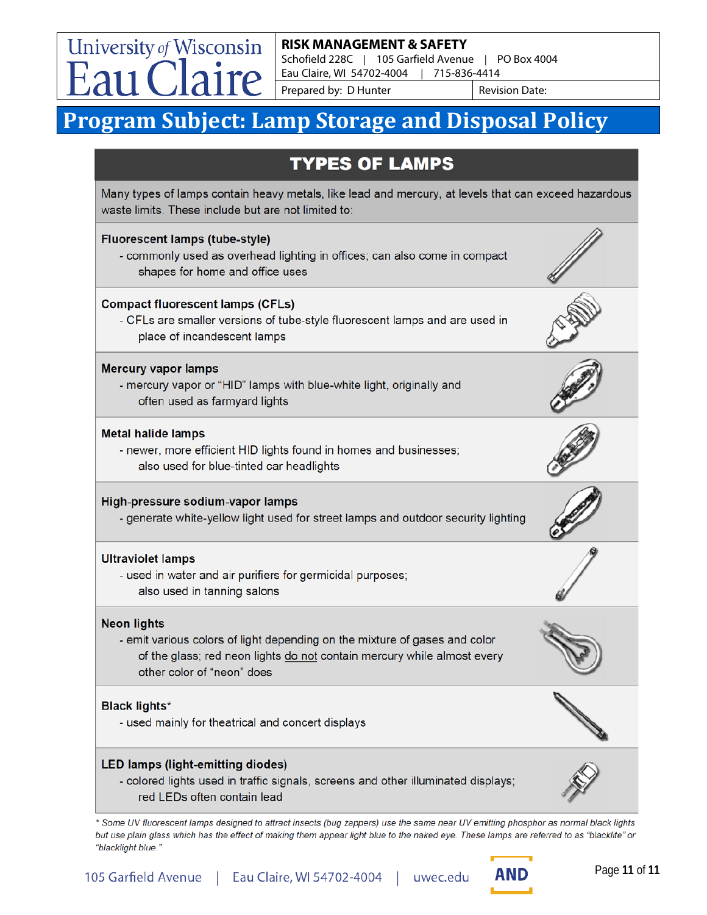# Program Subject: Lamp Storage and Disposal Policy

## TYPES OF LAMPS

Many types of lamps contain heavy metals, like lead and mercury, at levels that can exceed hazardous waste limits. These include but are not limited to:

**Fluorescent lamps (tube-style)**
- commonly used as overhead lighting in offices; can also come in compact shapes for home and office uses

**Compact fluorescent lamps (CFLs)**
- CFLs are smaller versions of tube-style fluorescent lamps and are used in place of incandescent lamps

**Mercury vapor lamps**
- mercury vapor or "HID" lamps with blue-white light, originally and often used as farmyard lights

**Metal halide lamps**
- newer, more efficient HID lights found in homes and businesses; also used for blue-tinted car headlights

**High-pressure sodium-vapor lamps**
- generate white-yellow light used for street lamps and outdoor security lighting

**Ultraviolet lamps**
- used in water and air purifiers for germicidal purposes; also used in tanning salons

**Neon lights**
- emit various colors of light depending on the mixture of gases and color of the glass; red neon lights do not contain mercury while almost every other color of "neon" does

**Black lights***
- used mainly for theatrical and concert displays

**LED lamps (light-emitting diodes)**
- colored lights used in traffic signals, screens and other illuminated displays; red LEDs often contain lead

*\* Some UV fluorescent lamps designed to attract insects (bug zappers) use the same near UV emitting phosphor as normal black lights but use plain glass which has the effect of making them appear light blue to the naked eye. These lamps are referred to as "blacklite" or "blacklight blue."*